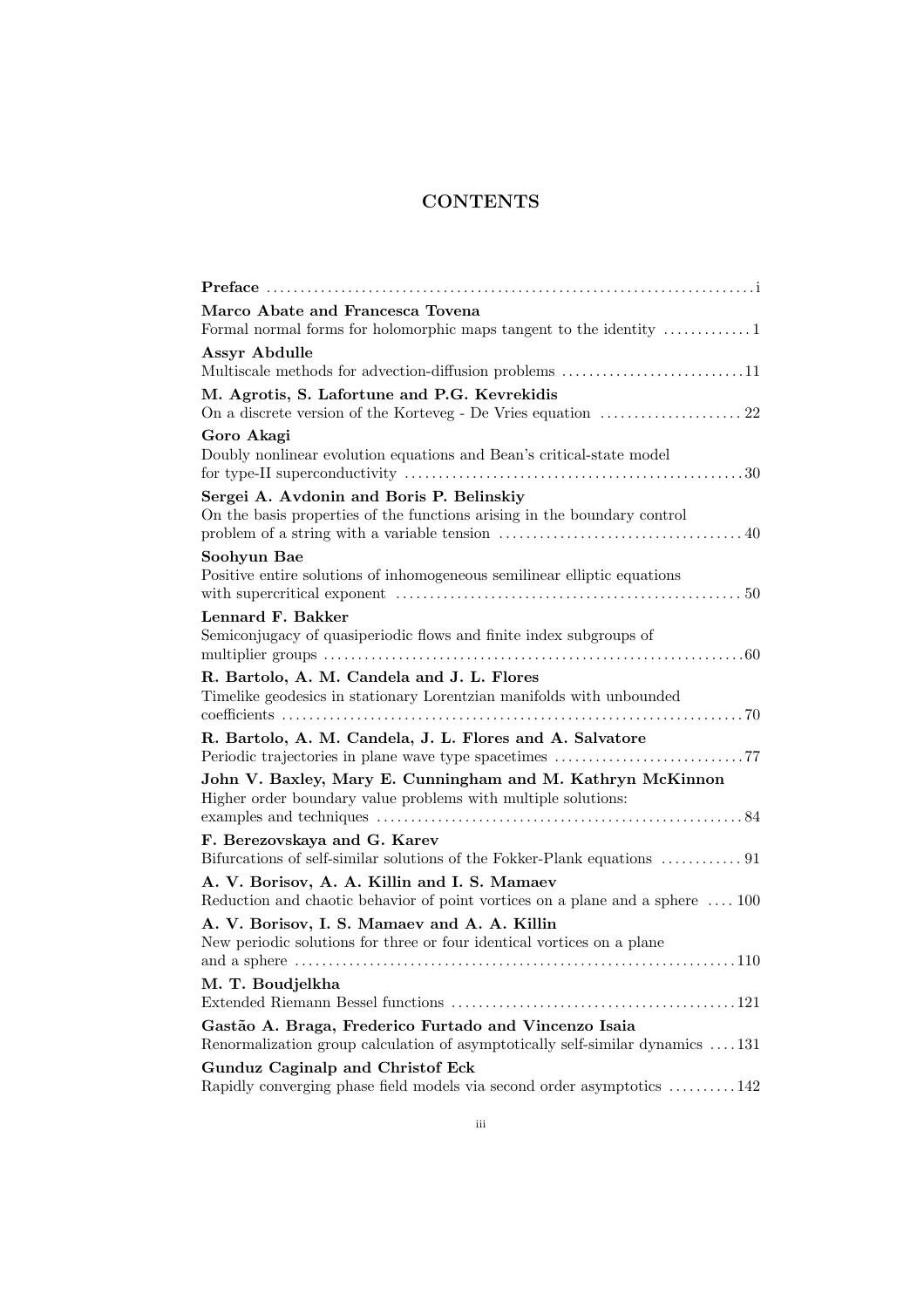# CONTENTS

**Preface** ............................................................................ i

**Marco Abate and Francesca Tovena**
Formal normal forms for holomorphic maps tangent to the identity ............. 1

**Assyr Abdulle**
Multiscale methods for advection-diffusion problems ........................... 11

**M. Agrotis, S. Lafortune and P.G. Kevrekidis**
On a discrete version of the Korteveg - De Vries equation ..................... 22

**Goro Akagi**
Doubly nonlinear evolution equations and Bean's critical-state model for type-II superconductivity .................................................. 30

**Sergei A. Avdonin and Boris P. Belinskiy**
On the basis properties of the functions arising in the boundary control problem of a string with a variable tension ................................... 40

**Soohyun Bae**
Positive entire solutions of inhomogeneous semilinear elliptic equations with supercritical exponent .................................................. 50

**Lennard F. Bakker**
Semiconjugacy of quasiperiodic flows and finite index subgroups of multiplier groups ............................................................... 60

**R. Bartolo, A. M. Candela and J. L. Flores**
Timelike geodesics in stationary Lorentzian manifolds with unbounded coefficients ................................................................... 70

**R. Bartolo, A. M. Candela, J. L. Flores and A. Salvatore**
Periodic trajectories in plane wave type spacetimes ............................ 77

**John V. Baxley, Mary E. Cunningham and M. Kathryn McKinnon**
Higher order boundary value problems with multiple solutions: examples and techniques ...................................................... 84

**F. Berezovskaya and G. Karev**
Bifurcations of self-similar solutions of the Fokker-Plank equations ............ 91

**A. V. Borisov, A. A. Killin and I. S. Mamaev**
Reduction and chaotic behavior of point vortices on a plane and a sphere .... 100

**A. V. Borisov, I. S. Mamaev and A. A. Killin**
New periodic solutions for three or four identical vortices on a plane and a sphere ................................................................. 110

**M. T. Boudjelkha**
Extended Riemann Bessel functions ............................................ 121

**Gastão A. Braga, Frederico Furtado and Vincenzo Isaia**
Renormalization group calculation of asymptotically self-similar dynamics .... 131

**Gunduz Caginalp and Christof Eck**
Rapidly converging phase field models via second order asymptotics .......... 142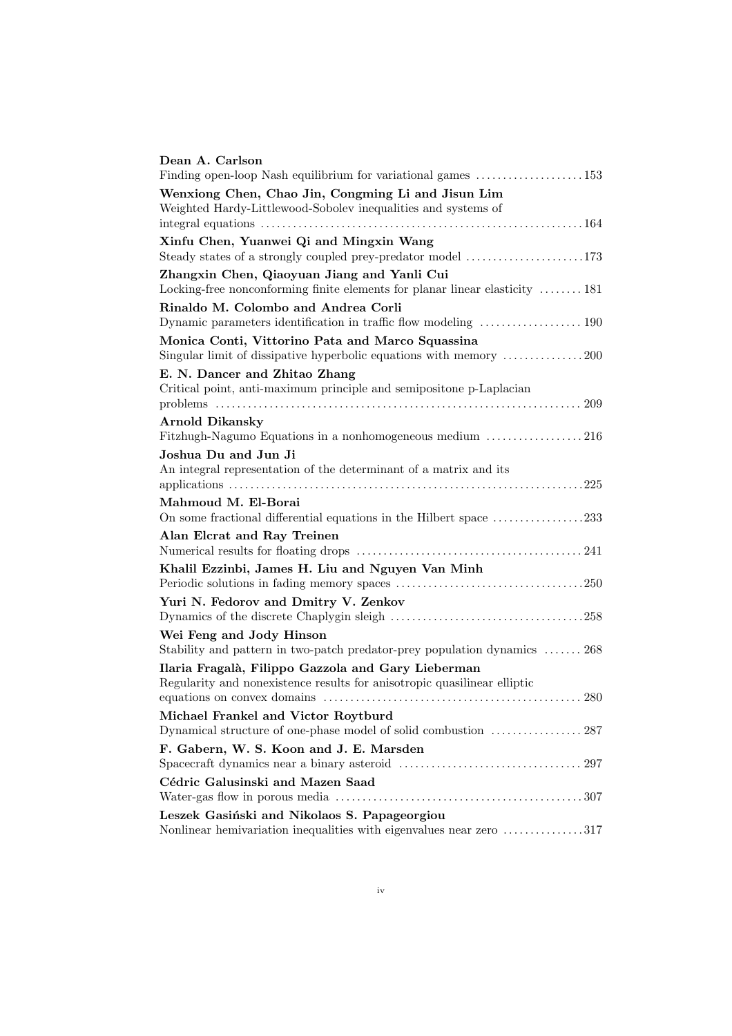**Dean A. Carlson**
Finding open-loop Nash equilibrium for variational games . . . . . . . . . . . . . . . . . . . . 153

**Wenxiong Chen, Chao Jin, Congming Li and Jisun Lim**
Weighted Hardy-Littlewood-Sobolev inequalities and systems of integral equations . . . . . . . . . . . . . . . . . . . . . . . . . . . . . . . . . . . . . . . . . . . . . . . . . . . . . . . . . . . . 164

**Xinfu Chen, Yuanwei Qi and Mingxin Wang**
Steady states of a strongly coupled prey-predator model . . . . . . . . . . . . . . . . . . . . . . 173

**Zhangxin Chen, Qiaoyuan Jiang and Yanli Cui**
Locking-free nonconforming finite elements for planar linear elasticity . . . . . . . . 181

**Rinaldo M. Colombo and Andrea Corli**
Dynamic parameters identification in traffic flow modeling . . . . . . . . . . . . . . . . . . . 190

**Monica Conti, Vittorino Pata and Marco Squassina**
Singular limit of dissipative hyperbolic equations with memory . . . . . . . . . . . . . . . 200

**E. N. Dancer and Zhitao Zhang**
Critical point, anti-maximum principle and semipositone p-Laplacian problems . . . . . . . . . . . . . . . . . . . . . . . . . . . . . . . . . . . . . . . . . . . . . . . . . . . . . . . . . . . . . . . . . . 209

**Arnold Dikansky**
Fitzhugh-Nagumo Equations in a nonhomogeneous medium . . . . . . . . . . . . . . . . . . 216

**Joshua Du and Jun Ji**
An integral representation of the determinant of a matrix and its applications . . . . . . . . . . . . . . . . . . . . . . . . . . . . . . . . . . . . . . . . . . . . . . . . . . . . . . . . . . . . . . . . 225

**Mahmoud M. El-Borai**
On some fractional differential equations in the Hilbert space . . . . . . . . . . . . . . . . . 233

**Alan Elcrat and Ray Treinen**
Numerical results for floating drops . . . . . . . . . . . . . . . . . . . . . . . . . . . . . . . . . . . . . . . . . . 241

**Khalil Ezzinbi, James H. Liu and Nguyen Van Minh**
Periodic solutions in fading memory spaces . . . . . . . . . . . . . . . . . . . . . . . . . . . . . . . . . . . 250

**Yuri N. Fedorov and Dmitry V. Zenkov**
Dynamics of the discrete Chaplygin sleigh . . . . . . . . . . . . . . . . . . . . . . . . . . . . . . . . . . . . 258

**Wei Feng and Jody Hinson**
Stability and pattern in two-patch predator-prey population dynamics . . . . . . . 268

**Ilaria Fragalà, Filippo Gazzola and Gary Lieberman**
Regularity and nonexistence results for anisotropic quasilinear elliptic equations on convex domains . . . . . . . . . . . . . . . . . . . . . . . . . . . . . . . . . . . . . . . . . . . . . . . . 280

**Michael Frankel and Victor Roytburd**
Dynamical structure of one-phase model of solid combustion . . . . . . . . . . . . . . . . . 287

**F. Gabern, W. S. Koon and J. E. Marsden**
Spacecraft dynamics near a binary asteroid . . . . . . . . . . . . . . . . . . . . . . . . . . . . . . . . . . 297

**Cédric Galusinski and Mazen Saad**
Water-gas flow in porous media . . . . . . . . . . . . . . . . . . . . . . . . . . . . . . . . . . . . . . . . . . . . . . 307

**Leszek Gasiński and Nikolaos S. Papageorgiou**
Nonlinear hemivariation inequalities with eigenvalues near zero . . . . . . . . . . . . . . . 317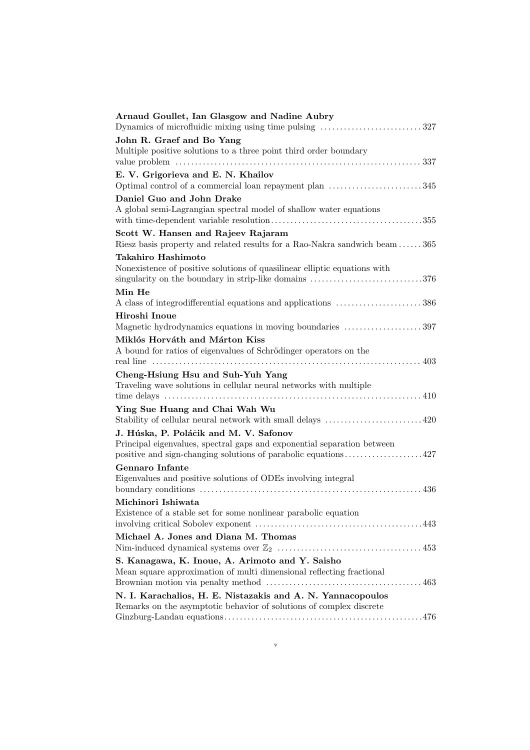**Arnaud Goullet, Ian Glasgow and Nadine Aubry**
Dynamics of microfluidic mixing using time pulsing .......... 327

**John R. Graef and Bo Yang**
Multiple positive solutions to a three point third order boundary value problem .......... 337

**E. V. Grigorieva and E. N. Khailov**
Optimal control of a commercial loan repayment plan .......... 345

**Daniel Guo and John Drake**
A global semi-Lagrangian spectral model of shallow water equations with time-dependent variable resolution .......... 355

**Scott W. Hansen and Rajeev Rajaram**
Riesz basis property and related results for a Rao-Nakra sandwich beam .......... 365

**Takahiro Hashimoto**
Nonexistence of positive solutions of quasilinear elliptic equations with singularity on the boundary in strip-like domains .......... 376

**Min He**
A class of integrodifferential equations and applications .......... 386

**Hiroshi Inoue**
Magnetic hydrodynamics equations in moving boundaries .......... 397

**Miklós Horváth and Márton Kiss**
A bound for ratios of eigenvalues of Schrödinger operators on the real line .......... 403

**Cheng-Hsiung Hsu and Suh-Yuh Yang**
Traveling wave solutions in cellular neural networks with multiple time delays .......... 410

**Ying Sue Huang and Chai Wah Wu**
Stability of cellular neural network with small delays .......... 420

**J. Húska, P. Poláčik and M. V. Safonov**
Principal eigenvalues, spectral gaps and exponential separation between positive and sign-changing solutions of parabolic equations .......... 427

**Gennaro Infante**
Eigenvalues and positive solutions of ODEs involving integral boundary conditions .......... 436

**Michinori Ishiwata**
Existence of a stable set for some nonlinear parabolic equation involving critical Sobolev exponent .......... 443

**Michael A. Jones and Diana M. Thomas**
Nim-induced dynamical systems over $\mathbb{Z}_2$ .......... 453

**S. Kanagawa, K. Inoue, A. Arimoto and Y. Saisho**
Mean square approximation of multi dimensional reflecting fractional Brownian motion via penalty method .......... 463

**N. I. Karachalios, H. E. Nistazakis and A. N. Yannacopoulos**
Remarks on the asymptotic behavior of solutions of complex discrete Ginzburg-Landau equations .......... 476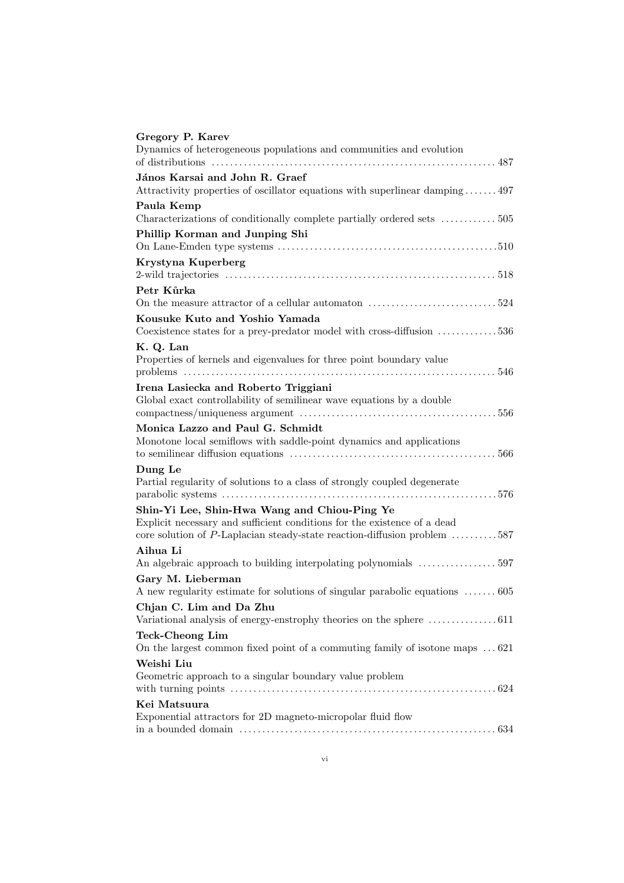**Gregory P. Karev**
Dynamics of heterogeneous populations and communities and evolution of distributions . . . . . . . . . . 487

**János Karsai and John R. Graef**
Attractivity properties of oscillator equations with superlinear damping . . . . . . . 497

**Paula Kemp**
Characterizations of conditionally complete partially ordered sets . . . . . . . . . . . . 505

**Phillip Korman and Junping Shi**
On Lane-Emden type systems . . . . . . . . . . 510

**Krystyna Kuperberg**
2-wild trajectories . . . . . . . . . . 518

**Petr Kůrka**
On the measure attractor of a cellular automaton . . . . . . . . . . 524

**Kousuke Kuto and Yoshio Yamada**
Coexistence states for a prey-predator model with cross-diffusion . . . . . . . . . . 536

**K. Q. Lan**
Properties of kernels and eigenvalues for three point boundary value problems . . . . . . . . . . 546

**Irena Lasiecka and Roberto Triggiani**
Global exact controllability of semilinear wave equations by a double compactness/uniqueness argument . . . . . . . . . . 556

**Monica Lazzo and Paul G. Schmidt**
Monotone local semiflows with saddle-point dynamics and applications to semilinear diffusion equations . . . . . . . . . . 566

**Dung Le**
Partial regularity of solutions to a class of strongly coupled degenerate parabolic systems . . . . . . . . . . 576

**Shin-Yi Lee, Shin-Hwa Wang and Chiou-Ping Ye**
Explicit necessary and sufficient conditions for the existence of a dead core solution of $P$-Laplacian steady-state reaction-diffusion problem . . . . . . . . . . 587

**Aihua Li**
An algebraic approach to building interpolating polynomials . . . . . . . . . . 597

**Gary M. Lieberman**
A new regularity estimate for solutions of singular parabolic equations . . . . . . . 605

**Chjan C. Lim and Da Zhu**
Variational analysis of energy-enstrophy theories on the sphere . . . . . . . . . . 611

**Teck-Cheong Lim**
On the largest common fixed point of a commuting family of isotone maps . . . 621

**Weishi Liu**
Geometric approach to a singular boundary value problem with turning points . . . . . . . . . . 624

**Kei Matsuura**
Exponential attractors for 2D magneto-micropolar fluid flow in a bounded domain . . . . . . . . . . 634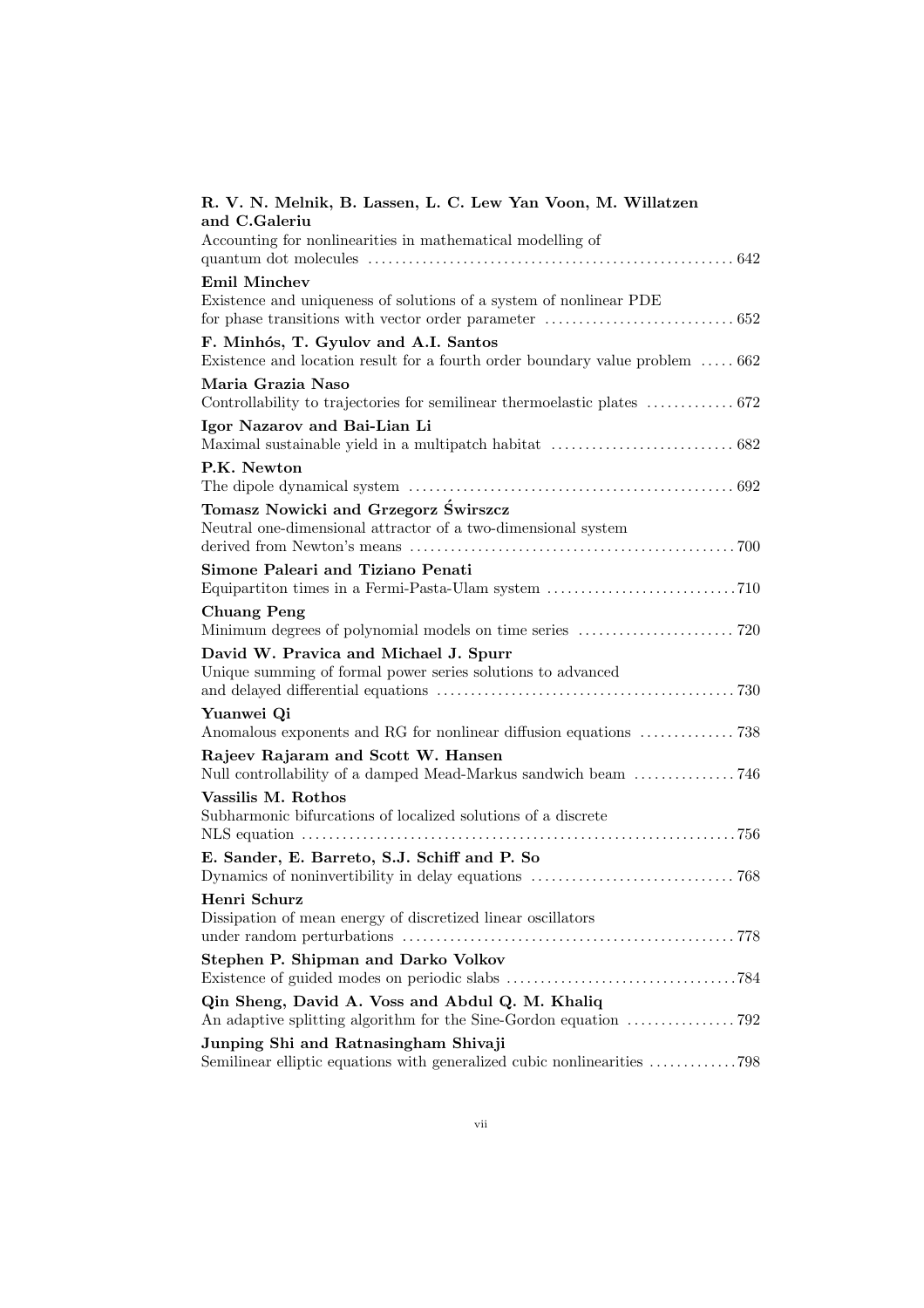**R. V. N. Melnik, B. Lassen, L. C. Lew Yan Voon, M. Willatzen and C.Galeriu**
Accounting for nonlinearities in mathematical modelling of quantum dot molecules ..... 642

**Emil Minchev**
Existence and uniqueness of solutions of a system of nonlinear PDE for phase transitions with vector order parameter ..... 652

**F. Minhós, T. Gyulov and A.I. Santos**
Existence and location result for a fourth order boundary value problem ..... 662

**Maria Grazia Naso**
Controllability to trajectories for semilinear thermoelastic plates ..... 672

**Igor Nazarov and Bai-Lian Li**
Maximal sustainable yield in a multipatch habitat ..... 682

**P.K. Newton**
The dipole dynamical system ..... 692

**Tomasz Nowicki and Grzegorz Świrszcz**
Neutral one-dimensional attractor of a two-dimensional system derived from Newton's means ..... 700

**Simone Paleari and Tiziano Penati**
Equipartiton times in a Fermi-Pasta-Ulam system ..... 710

**Chuang Peng**
Minimum degrees of polynomial models on time series ..... 720

**David W. Pravica and Michael J. Spurr**
Unique summing of formal power series solutions to advanced and delayed differential equations ..... 730

**Yuanwei Qi**
Anomalous exponents and RG for nonlinear diffusion equations ..... 738

**Rajeev Rajaram and Scott W. Hansen**
Null controllability of a damped Mead-Markus sandwich beam ..... 746

**Vassilis M. Rothos**
Subharmonic bifurcations of localized solutions of a discrete NLS equation ..... 756

**E. Sander, E. Barreto, S.J. Schiff and P. So**
Dynamics of noninvertibility in delay equations ..... 768

**Henri Schurz**
Dissipation of mean energy of discretized linear oscillators under random perturbations ..... 778

**Stephen P. Shipman and Darko Volkov**
Existence of guided modes on periodic slabs ..... 784

**Qin Sheng, David A. Voss and Abdul Q. M. Khaliq**
An adaptive splitting algorithm for the Sine-Gordon equation ..... 792

**Junping Shi and Ratnasingham Shivaji**
Semilinear elliptic equations with generalized cubic nonlinearities ..... 798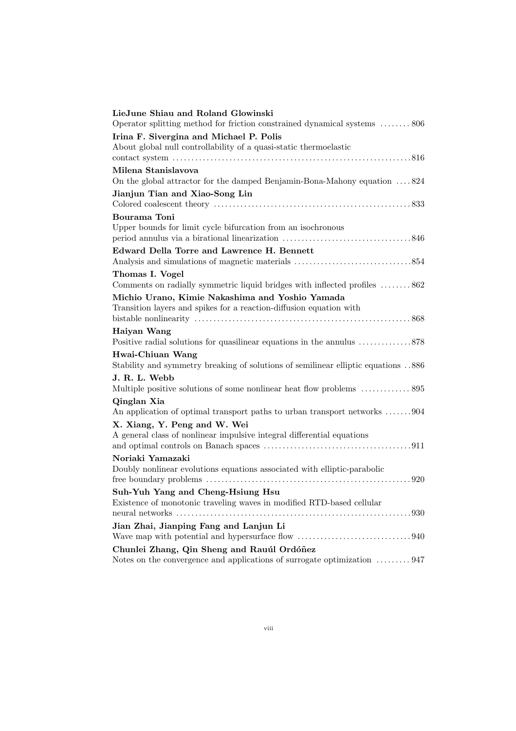**LieJune Shiau and Roland Glowinski**
Operator splitting method for friction constrained dynamical systems . . . . . . . . 806

**Irina F. Sivergina and Michael P. Polis**
About global null controllability of a quasi-static thermoelastic contact system . . . . . . . . . . . . . . . . . . . . . . . . . . . . . . . . . . . . . . . . . . . . . . . . . . . . . . . . . . . . . 816

**Milena Stanislavova**
On the global attractor for the damped Benjamin-Bona-Mahony equation . . . . 824

**Jianjun Tian and Xiao-Song Lin**
Colored coalescent theory . . . . . . . . . . . . . . . . . . . . . . . . . . . . . . . . . . . . . . . . . . . . . . . . . . . 833

**Bourama Toni**
Upper bounds for limit cycle bifurcation from an isochronous period annulus via a birational linearization . . . . . . . . . . . . . . . . . . . . . . . . . . . . . . . . . 846

**Edward Della Torre and Lawrence H. Bennett**
Analysis and simulations of magnetic materials . . . . . . . . . . . . . . . . . . . . . . . . . . . . . . . 854

**Thomas I. Vogel**
Comments on radially symmetric liquid bridges with inflected profiles . . . . . . . . 862

**Michio Urano, Kimie Nakashima and Yoshio Yamada**
Transition layers and spikes for a reaction-diffusion equation with bistable nonlinearity . . . . . . . . . . . . . . . . . . . . . . . . . . . . . . . . . . . . . . . . . . . . . . . . . . . . . . . . 868

**Haiyan Wang**
Positive radial solutions for quasilinear equations in the annulus . . . . . . . . . . . . . . 878

**Hwai-Chiuan Wang**
Stability and symmetry breaking of solutions of semilinear elliptic equations . . 886

**J. R. L. Webb**
Multiple positive solutions of some nonlinear heat flow problems . . . . . . . . . . . . . 895

**Qinglan Xia**
An application of optimal transport paths to urban transport networks . . . . . . . 904

**X. Xiang, Y. Peng and W. Wei**
A general class of nonlinear impulsive integral differential equations and optimal controls on Banach spaces . . . . . . . . . . . . . . . . . . . . . . . . . . . . . . . . . . . . . . . 911

**Noriaki Yamazaki**
Doubly nonlinear evolutions equations associated with elliptic-parabolic free boundary problems . . . . . . . . . . . . . . . . . . . . . . . . . . . . . . . . . . . . . . . . . . . . . . . . . . . . . 920

**Suh-Yuh Yang and Cheng-Hsiung Hsu**
Existence of monotonic traveling waves in modified RTD-based cellular neural networks . . . . . . . . . . . . . . . . . . . . . . . . . . . . . . . . . . . . . . . . . . . . . . . . . . . . . . . . . . . . . . 930

**Jian Zhai, Jianping Fang and Lanjun Li**
Wave map with potential and hypersurface flow . . . . . . . . . . . . . . . . . . . . . . . . . . . . . . 940

**Chunlei Zhang, Qin Sheng and Raúl Ordóñez**
Notes on the convergence and applications of surrogate optimization . . . . . . . . . 947